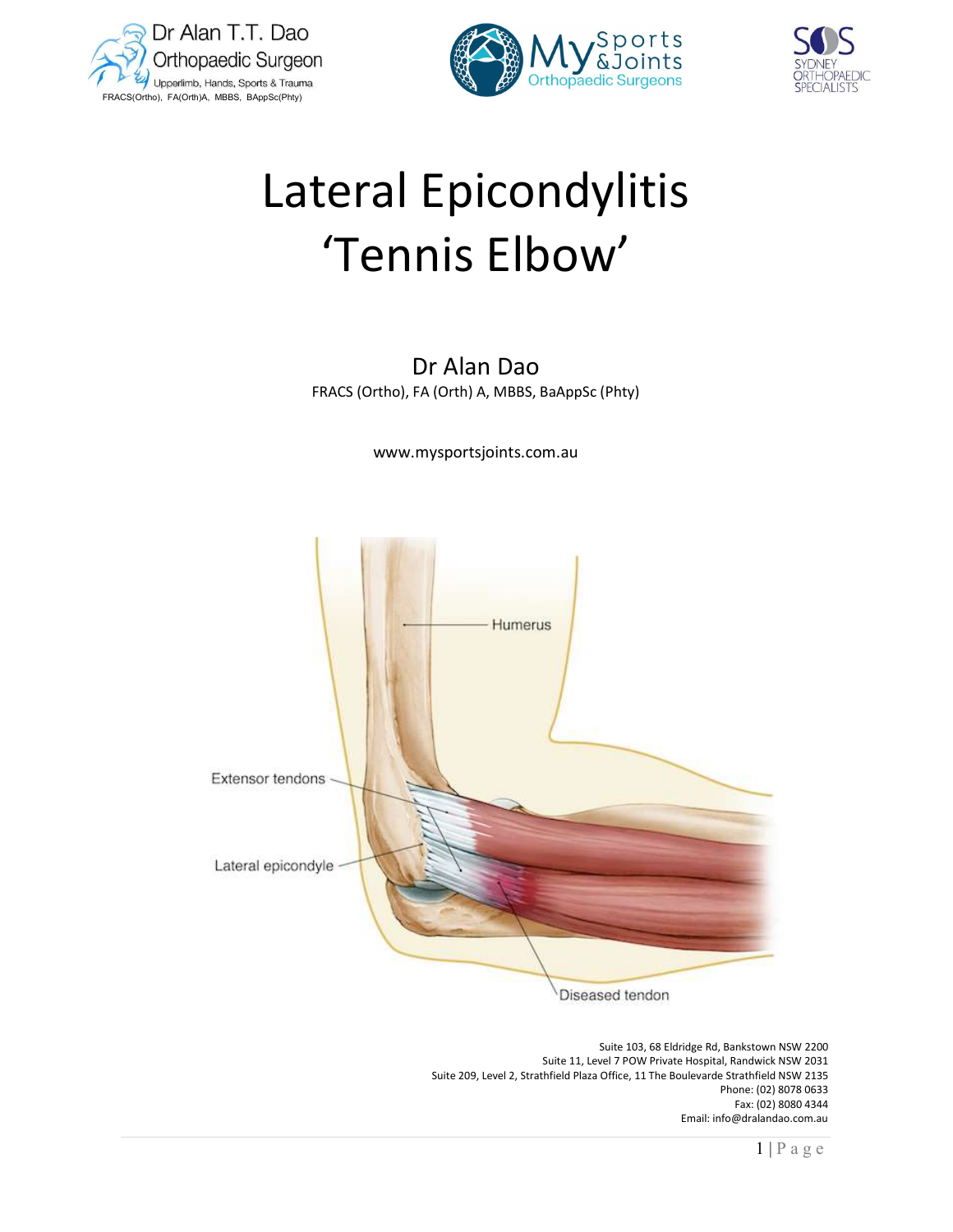Dr Alan T.T. Dao
Orthopaedic Surgeon
Upperlimb, Hands, Sports & Trauma
FRACS(Ortho), FA(Orth)A, MBBS, BAppSc(Phty)

My Sports &Joints Orthopaedic Surgeons

SOS Sydney Orthopaedic Specialists

# Lateral Epicondylitis 'Tennis Elbow'

Dr Alan Dao

FRACS (Ortho), FA (Orth) A, MBBS, BaAppSc (Phty)

www.mysportsjoints.com.au

Humerus

Extensor tendons

Lateral epicondyle

Diseased tendon

Suite 103, 68 Eldridge Rd, Bankstown NSW 2200
Suite 11, Level 7 POW Private Hospital, Randwick NSW 2031
Suite 209, Level 2, Strathfield Plaza Office, 11 The Boulevarde Strathfield NSW 2135
Phone: (02) 8078 0633
Fax: (02) 8080 4344
Email: info@dralandao.com.au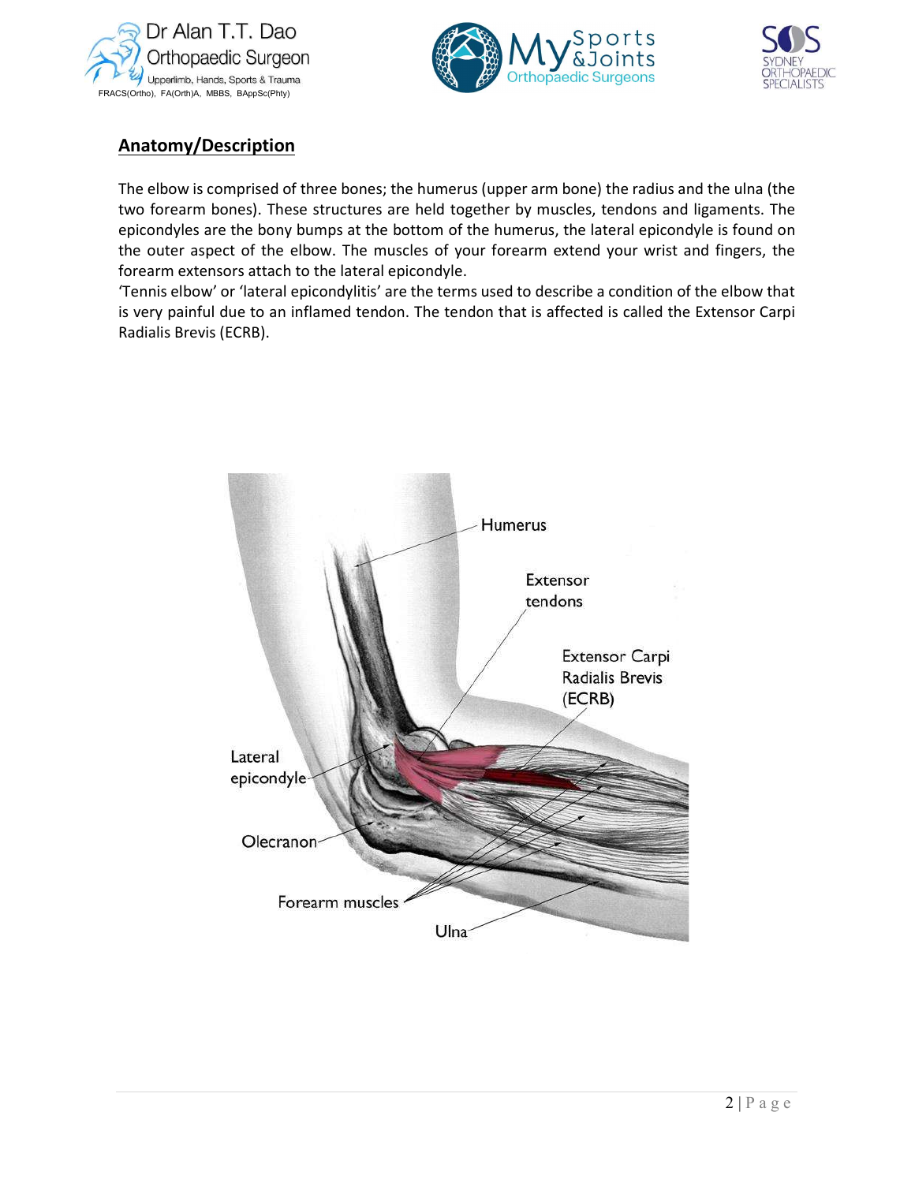## Anatomy/Description

The elbow is comprised of three bones; the humerus (upper arm bone) the radius and the ulna (the two forearm bones). These structures are held together by muscles, tendons and ligaments. The epicondyles are the bony bumps at the bottom of the humerus, the lateral epicondyle is found on the outer aspect of the elbow. The muscles of your forearm extend your wrist and fingers, the forearm extensors attach to the lateral epicondyle.

'Tennis elbow' or 'lateral epicondylitis' are the terms used to describe a condition of the elbow that is very painful due to an inflamed tendon. The tendon that is affected is called the Extensor Carpi Radialis Brevis (ECRB).

Humerus

Extensor tendons

Extensor Carpi Radialis Brevis (ECRB)

Lateral epicondyle

Olecranon

Forearm muscles

Ulna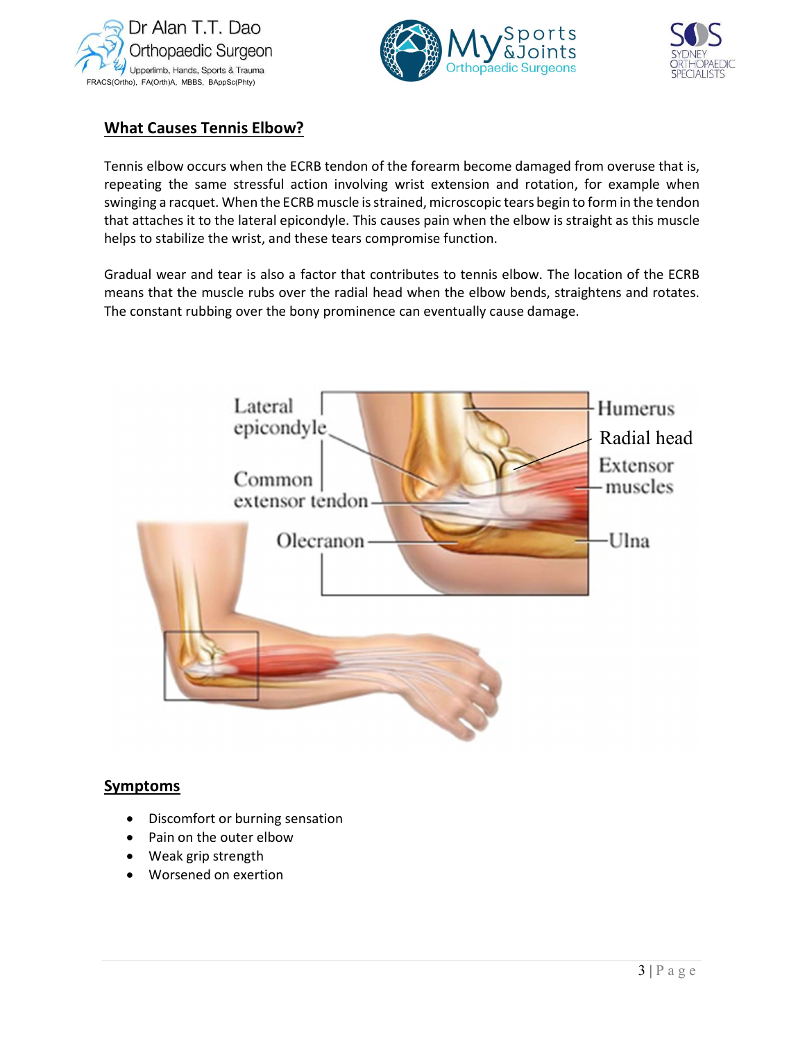## What Causes Tennis Elbow?

Tennis elbow occurs when the ECRB tendon of the forearm become damaged from overuse that is, repeating the same stressful action involving wrist extension and rotation, for example when swinging a racquet. When the ECRB muscle is strained, microscopic tears begin to form in the tendon that attaches it to the lateral epicondyle. This causes pain when the elbow is straight as this muscle helps to stabilize the wrist, and these tears compromise function.

Gradual wear and tear is also a factor that contributes to tennis elbow. The location of the ECRB means that the muscle rubs over the radial head when the elbow bends, straightens and rotates. The constant rubbing over the bony prominence can eventually cause damage.

## Symptoms

- Discomfort or burning sensation
- Pain on the outer elbow
- Weak grip strength
- Worsened on exertion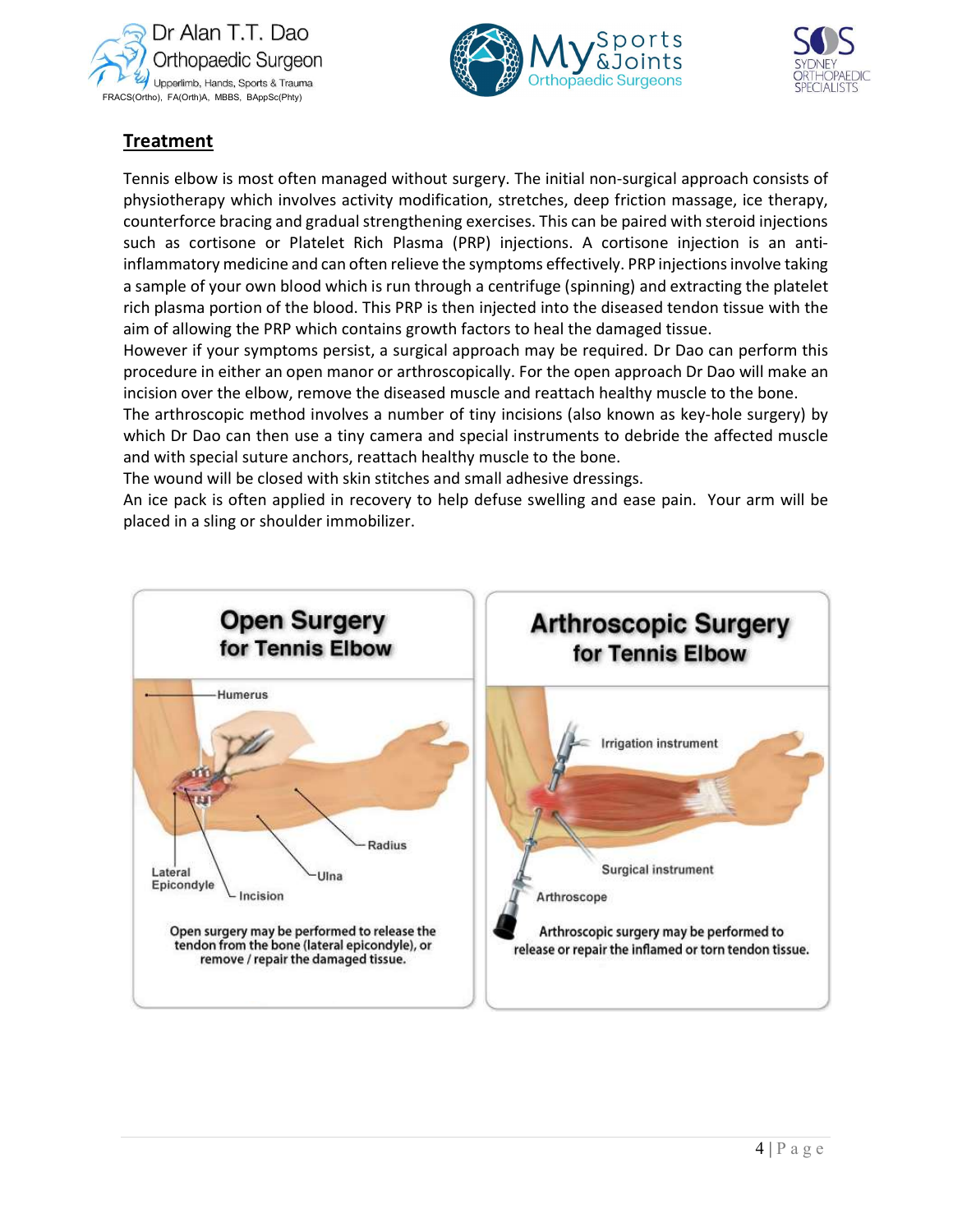## Treatment

Tennis elbow is most often managed without surgery. The initial non-surgical approach consists of physiotherapy which involves activity modification, stretches, deep friction massage, ice therapy, counterforce bracing and gradual strengthening exercises. This can be paired with steroid injections such as cortisone or Platelet Rich Plasma (PRP) injections. A cortisone injection is an anti-inflammatory medicine and can often relieve the symptoms effectively. PRP injections involve taking a sample of your own blood which is run through a centrifuge (spinning) and extracting the platelet rich plasma portion of the blood. This PRP is then injected into the diseased tendon tissue with the aim of allowing the PRP which contains growth factors to heal the damaged tissue.

However if your symptoms persist, a surgical approach may be required. Dr Dao can perform this procedure in either an open manor or arthroscopically. For the open approach Dr Dao will make an incision over the elbow, remove the diseased muscle and reattach healthy muscle to the bone.

The arthroscopic method involves a number of tiny incisions (also known as key-hole surgery) by which Dr Dao can then use a tiny camera and special instruments to debride the affected muscle and with special suture anchors, reattach healthy muscle to the bone.

The wound will be closed with skin stitches and small adhesive dressings.

An ice pack is often applied in recovery to help defuse swelling and ease pain. Your arm will be placed in a sling or shoulder immobilizer.

**Open Surgery for Tennis Elbow**

Humerus, Radius, Ulna, Lateral Epicondyle, Incision

Open surgery may be performed to release the tendon from the bone (lateral epicondyle), or remove / repair the damaged tissue.

**Arthroscopic Surgery for Tennis Elbow**

Irrigation instrument, Surgical instrument, Arthroscope

Arthroscopic surgery may be performed to release or repair the inflamed or torn tendon tissue.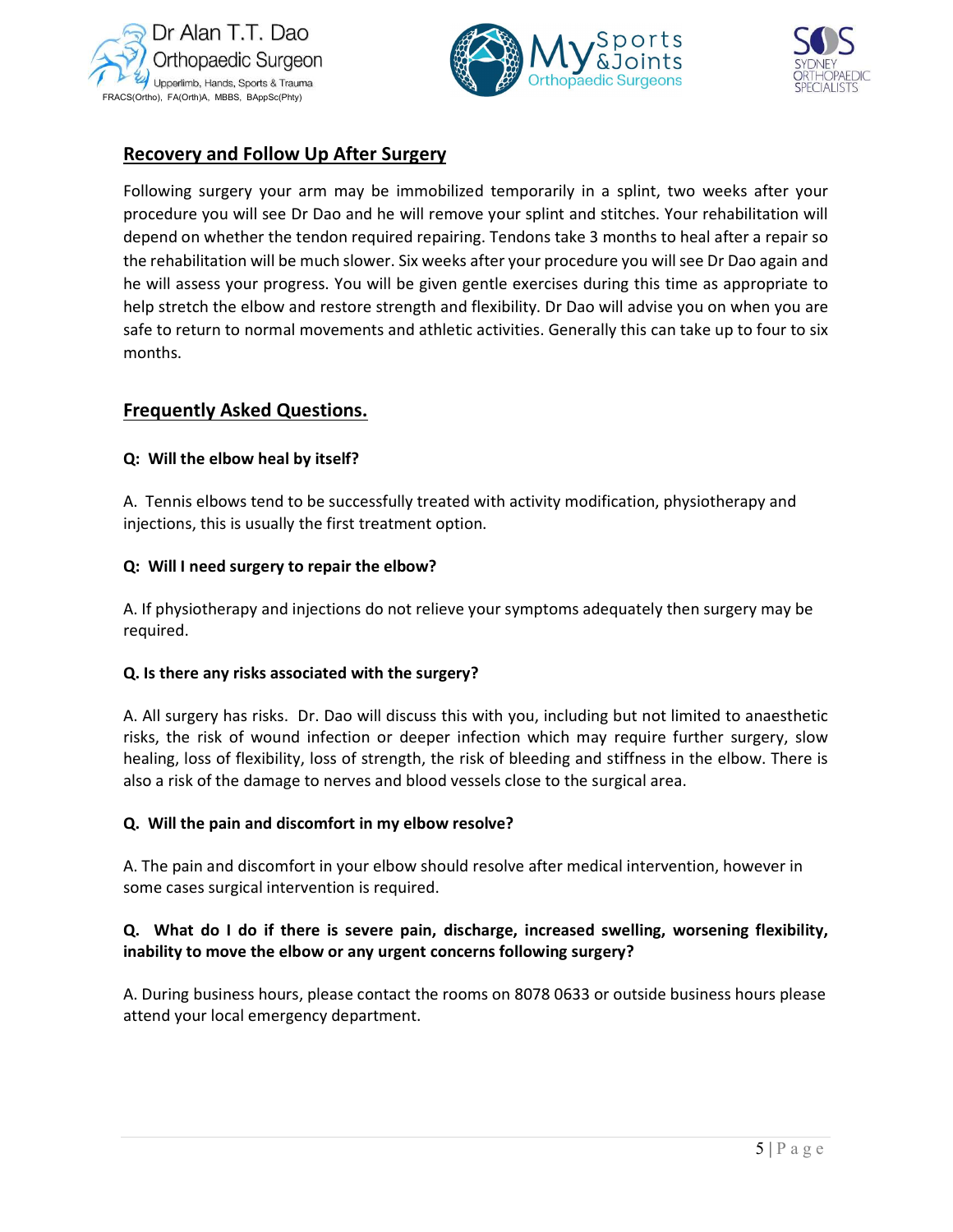## Recovery and Follow Up After Surgery

Following surgery your arm may be immobilized temporarily in a splint, two weeks after your procedure you will see Dr Dao and he will remove your splint and stitches. Your rehabilitation will depend on whether the tendon required repairing. Tendons take 3 months to heal after a repair so the rehabilitation will be much slower. Six weeks after your procedure you will see Dr Dao again and he will assess your progress. You will be given gentle exercises during this time as appropriate to help stretch the elbow and restore strength and flexibility. Dr Dao will advise you on when you are safe to return to normal movements and athletic activities. Generally this can take up to four to six months.

## Frequently Asked Questions.

**Q: Will the elbow heal by itself?**

A. Tennis elbows tend to be successfully treated with activity modification, physiotherapy and injections, this is usually the first treatment option.

**Q: Will I need surgery to repair the elbow?**

A. If physiotherapy and injections do not relieve your symptoms adequately then surgery may be required.

**Q. Is there any risks associated with the surgery?**

A. All surgery has risks. Dr. Dao will discuss this with you, including but not limited to anaesthetic risks, the risk of wound infection or deeper infection which may require further surgery, slow healing, loss of flexibility, loss of strength, the risk of bleeding and stiffness in the elbow. There is also a risk of the damage to nerves and blood vessels close to the surgical area.

**Q. Will the pain and discomfort in my elbow resolve?**

A. The pain and discomfort in your elbow should resolve after medical intervention, however in some cases surgical intervention is required.

**Q. What do I do if there is severe pain, discharge, increased swelling, worsening flexibility, inability to move the elbow or any urgent concerns following surgery?**

A. During business hours, please contact the rooms on 8078 0633 or outside business hours please attend your local emergency department.